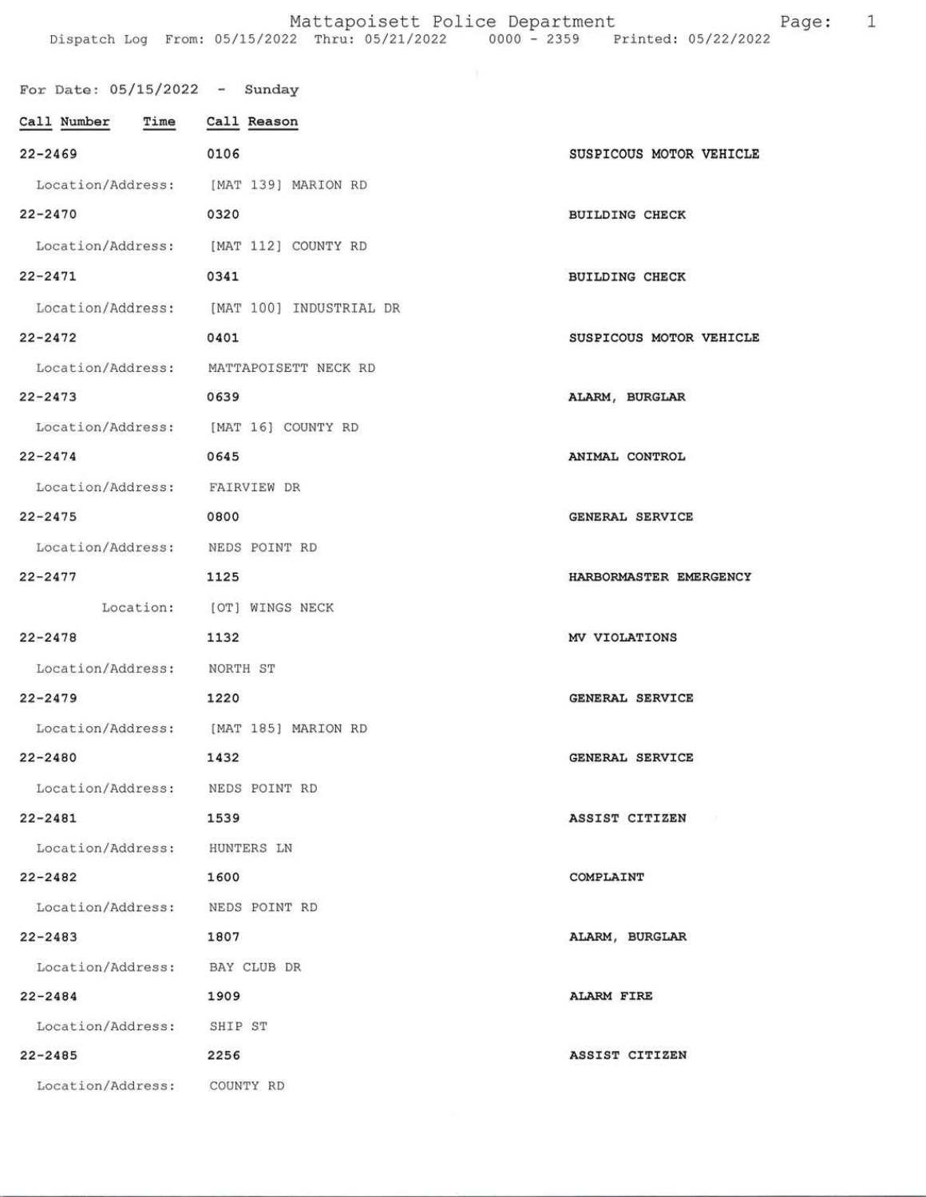# Mattapoisett Police Department

Dispatch Log From: 05/15/2022 Thru: 05/21/2022 0000 - 2359 Printed: 05/22/2022

## For Date: 05/15/2022 - Sunday

| Call Number | Time | Call Reason |
|---|---|---|
| 22-2469 | 0106 | SUSPICOUS MOTOR VEHICLE |
| Location/Address: | [MAT 139] MARION RD | |
| 22-2470 | 0320 | BUILDING CHECK |
| Location/Address: | [MAT 112] COUNTY RD | |
| 22-2471 | 0341 | BUILDING CHECK |
| Location/Address: | [MAT 100] INDUSTRIAL DR | |
| 22-2472 | 0401 | SUSPICOUS MOTOR VEHICLE |
| Location/Address: | MATTAPOISETT NECK RD | |
| 22-2473 | 0639 | ALARM, BURGLAR |
| Location/Address: | [MAT 16] COUNTY RD | |
| 22-2474 | 0645 | ANIMAL CONTROL |
| Location/Address: | FAIRVIEW DR | |
| 22-2475 | 0800 | GENERAL SERVICE |
| Location/Address: | NEDS POINT RD | |
| 22-2477 | 1125 | HARBORMASTER EMERGENCY |
| Location: | [OT] WINGS NECK | |
| 22-2478 | 1132 | MV VIOLATIONS |
| Location/Address: | NORTH ST | |
| 22-2479 | 1220 | GENERAL SERVICE |
| Location/Address: | [MAT 185] MARION RD | |
| 22-2480 | 1432 | GENERAL SERVICE |
| Location/Address: | NEDS POINT RD | |
| 22-2481 | 1539 | ASSIST CITIZEN |
| Location/Address: | HUNTERS LN | |
| 22-2482 | 1600 | COMPLAINT |
| Location/Address: | NEDS POINT RD | |
| 22-2483 | 1807 | ALARM, BURGLAR |
| Location/Address: | BAY CLUB DR | |
| 22-2484 | 1909 | ALARM FIRE |
| Location/Address: | SHIP ST | |
| 22-2485 | 2256 | ASSIST CITIZEN |
| Location/Address: | COUNTY RD | |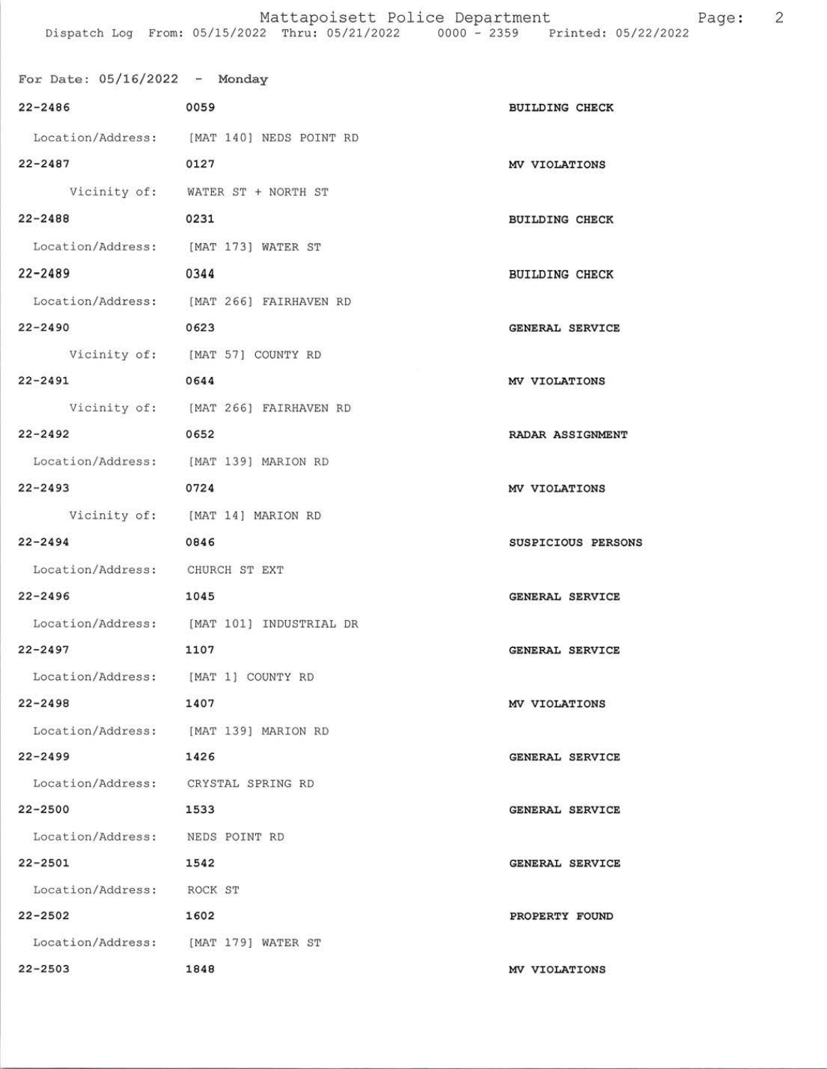For Date: 05/16/2022 - Monday

22-2486 0059 BUILDING CHECK
Location/Address: [MAT 140] NEDS POINT RD

22-2487 0127 MV VIOLATIONS
Vicinity of: WATER ST + NORTH ST

22-2488 0231 BUILDING CHECK
Location/Address: [MAT 173] WATER ST

22-2489 0344 BUILDING CHECK
Location/Address: [MAT 266] FAIRHAVEN RD

22-2490 0623 GENERAL SERVICE
Vicinity of: [MAT 57] COUNTY RD

22-2491 0644 MV VIOLATIONS
Vicinity of: [MAT 266] FAIRHAVEN RD

22-2492 0652 RADAR ASSIGNMENT
Location/Address: [MAT 139] MARION RD

22-2493 0724 MV VIOLATIONS
Vicinity of: [MAT 14] MARION RD

22-2494 0846 SUSPICIOUS PERSONS
Location/Address: CHURCH ST EXT

22-2496 1045 GENERAL SERVICE
Location/Address: [MAT 101] INDUSTRIAL DR

22-2497 1107 GENERAL SERVICE
Location/Address: [MAT 1] COUNTY RD

22-2498 1407 MV VIOLATIONS
Location/Address: [MAT 139] MARION RD

22-2499 1426 GENERAL SERVICE
Location/Address: CRYSTAL SPRING RD

22-2500 1533 GENERAL SERVICE
Location/Address: NEDS POINT RD

22-2501 1542 GENERAL SERVICE
Location/Address: ROCK ST

22-2502 1602 PROPERTY FOUND
Location/Address: [MAT 179] WATER ST

22-2503 1848 MV VIOLATIONS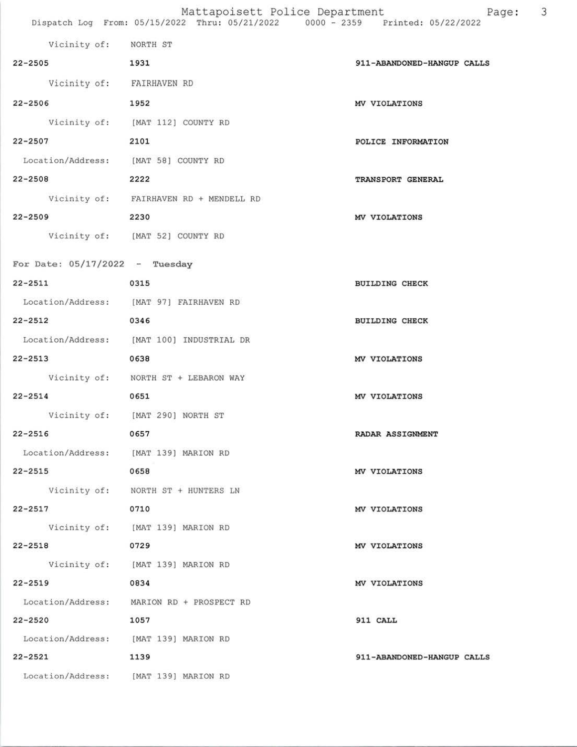Vicinity of: NORTH ST

| | | |
|---|---|---|
| 22-2505 | 1931 | 911-ABANDONED-HANGUP CALLS |
| Vicinity of: | FAIRHAVEN RD | |
| 22-2506 | 1952 | MV VIOLATIONS |
| Vicinity of: | [MAT 112] COUNTY RD | |
| 22-2507 | 2101 | POLICE INFORMATION |
| Location/Address: | [MAT 58] COUNTY RD | |
| 22-2508 | 2222 | TRANSPORT GENERAL |
| Vicinity of: | FAIRHAVEN RD + MENDELL RD | |
| 22-2509 | 2230 | MV VIOLATIONS |
| Vicinity of: | [MAT 52] COUNTY RD | |

For Date: 05/17/2022 - Tuesday

| | | |
|---|---|---|
| 22-2511 | 0315 | BUILDING CHECK |
| Location/Address: | [MAT 97] FAIRHAVEN RD | |
| 22-2512 | 0346 | BUILDING CHECK |
| Location/Address: | [MAT 100] INDUSTRIAL DR | |
| 22-2513 | 0638 | MV VIOLATIONS |
| Vicinity of: | NORTH ST + LEBARON WAY | |
| 22-2514 | 0651 | MV VIOLATIONS |
| Vicinity of: | [MAT 290] NORTH ST | |
| 22-2516 | 0657 | RADAR ASSIGNMENT |
| Location/Address: | [MAT 139] MARION RD | |
| 22-2515 | 0658 | MV VIOLATIONS |
| Vicinity of: | NORTH ST + HUNTERS LN | |
| 22-2517 | 0710 | MV VIOLATIONS |
| Vicinity of: | [MAT 139] MARION RD | |
| 22-2518 | 0729 | MV VIOLATIONS |
| Vicinity of: | [MAT 139] MARION RD | |
| 22-2519 | 0834 | MV VIOLATIONS |
| Location/Address: | MARION RD + PROSPECT RD | |
| 22-2520 | 1057 | 911 CALL |
| Location/Address: | [MAT 139] MARION RD | |
| 22-2521 | 1139 | 911-ABANDONED-HANGUP CALLS |
| Location/Address: | [MAT 139] MARION RD | |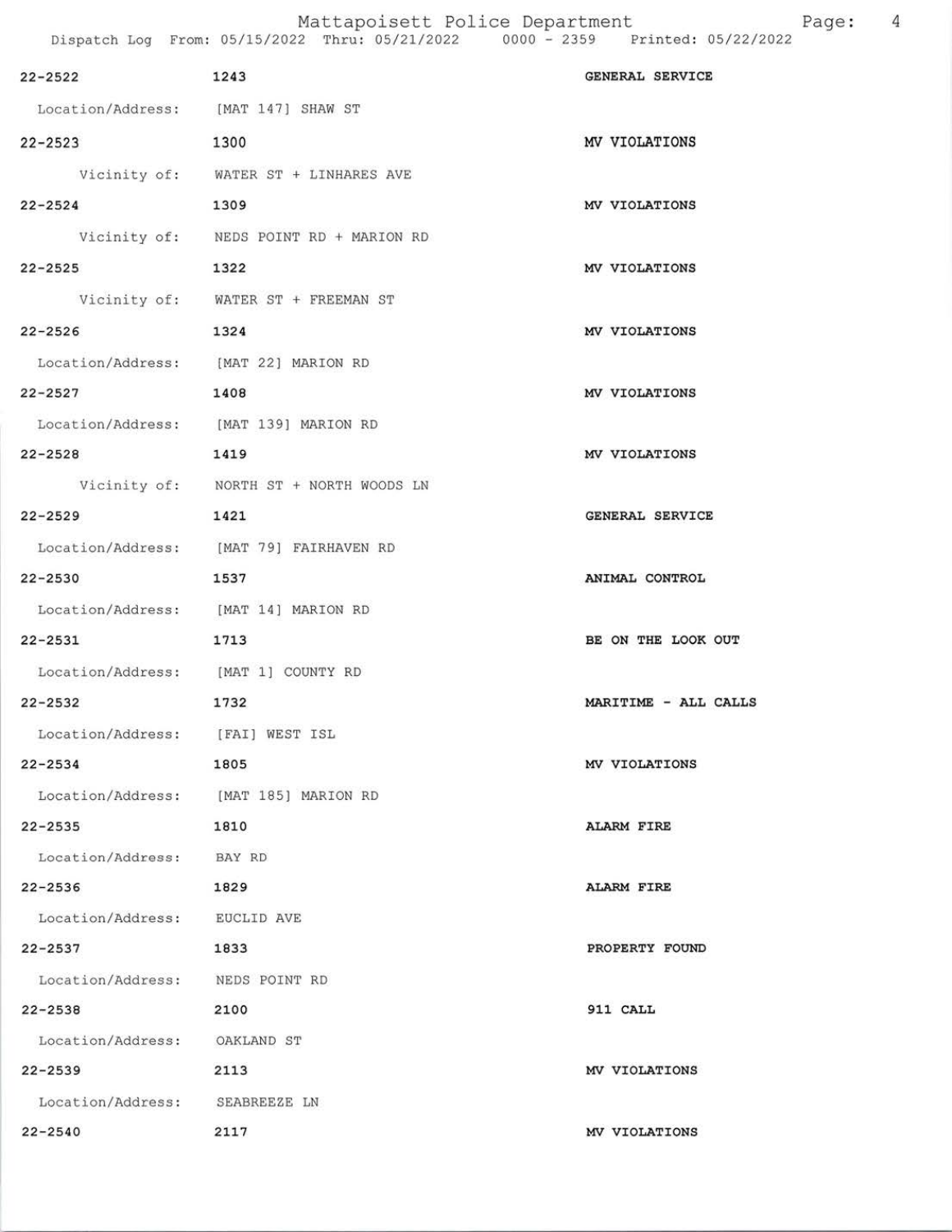| Call Number | Time | Call Reason |
|---|---|---|
| 22-2522 | 1243 | GENERAL SERVICE |
| Location/Address: | [MAT 147] SHAW ST | |
| 22-2523 | 1300 | MV VIOLATIONS |
| Vicinity of: | WATER ST + LINHARES AVE | |
| 22-2524 | 1309 | MV VIOLATIONS |
| Vicinity of: | NEDS POINT RD + MARION RD | |
| 22-2525 | 1322 | MV VIOLATIONS |
| Vicinity of: | WATER ST + FREEMAN ST | |
| 22-2526 | 1324 | MV VIOLATIONS |
| Location/Address: | [MAT 22] MARION RD | |
| 22-2527 | 1408 | MV VIOLATIONS |
| Location/Address: | [MAT 139] MARION RD | |
| 22-2528 | 1419 | MV VIOLATIONS |
| Vicinity of: | NORTH ST + NORTH WOODS LN | |
| 22-2529 | 1421 | GENERAL SERVICE |
| Location/Address: | [MAT 79] FAIRHAVEN RD | |
| 22-2530 | 1537 | ANIMAL CONTROL |
| Location/Address: | [MAT 14] MARION RD | |
| 22-2531 | 1713 | BE ON THE LOOK OUT |
| Location/Address: | [MAT 1] COUNTY RD | |
| 22-2532 | 1732 | MARITIME - ALL CALLS |
| Location/Address: | [FAI] WEST ISL | |
| 22-2534 | 1805 | MV VIOLATIONS |
| Location/Address: | [MAT 185] MARION RD | |
| 22-2535 | 1810 | ALARM FIRE |
| Location/Address: | BAY RD | |
| 22-2536 | 1829 | ALARM FIRE |
| Location/Address: | EUCLID AVE | |
| 22-2537 | 1833 | PROPERTY FOUND |
| Location/Address: | NEDS POINT RD | |
| 22-2538 | 2100 | 911 CALL |
| Location/Address: | OAKLAND ST | |
| 22-2539 | 2113 | MV VIOLATIONS |
| Location/Address: | SEABREEZE LN | |
| 22-2540 | 2117 | MV VIOLATIONS |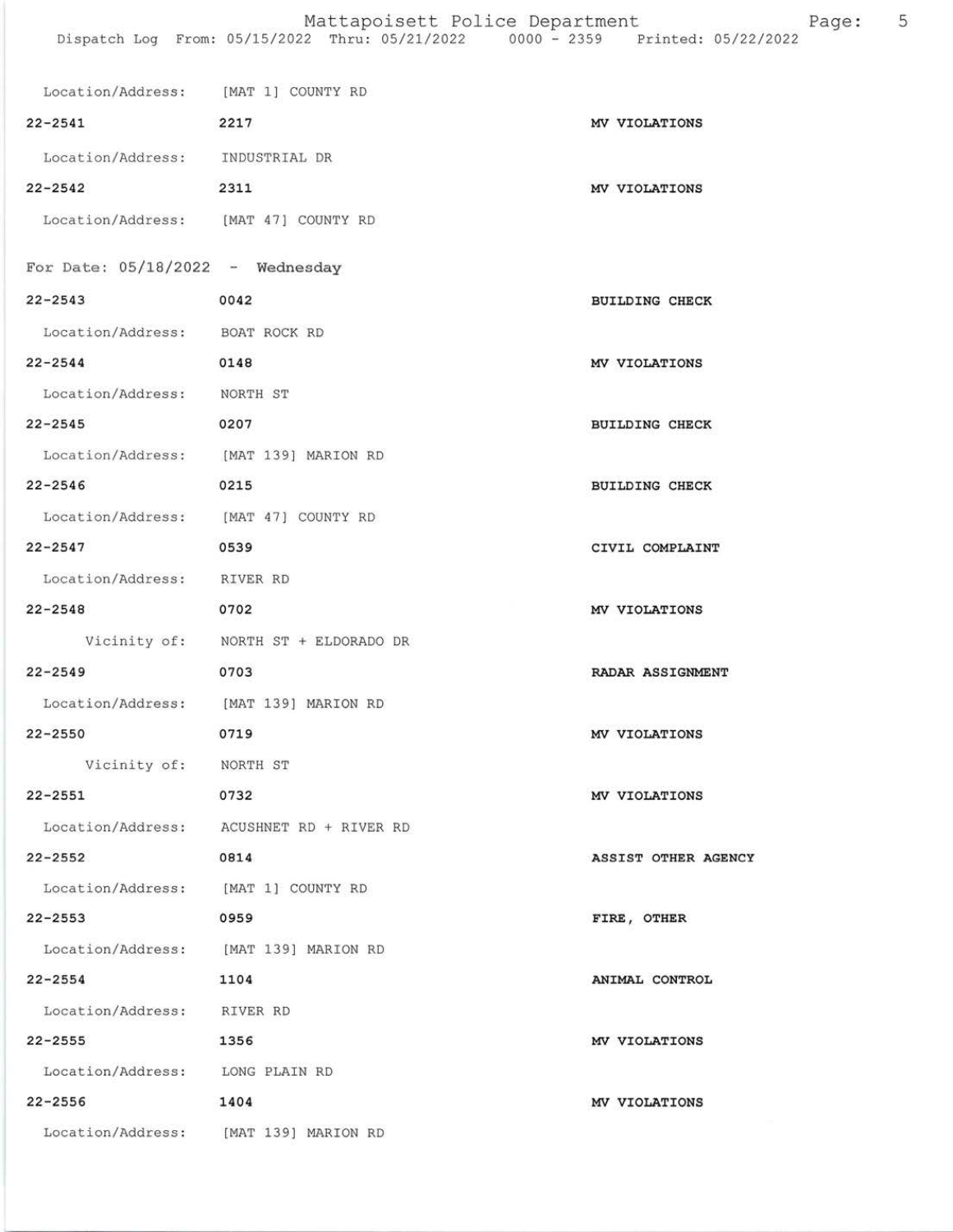Location/Address: [MAT 1] COUNTY RD

**22-2541** **2217** **MV VIOLATIONS**

Location/Address: INDUSTRIAL DR

**22-2542** **2311** **MV VIOLATIONS**

Location/Address: [MAT 47] COUNTY RD

For Date: 05/18/2022 - Wednesday

**22-2543** **0042** **BUILDING CHECK**

Location/Address: BOAT ROCK RD

**22-2544** **0148** **MV VIOLATIONS**

Location/Address: NORTH ST

**22-2545** **0207** **BUILDING CHECK**

Location/Address: [MAT 139] MARION RD

**22-2546** **0215** **BUILDING CHECK**

Location/Address: [MAT 47] COUNTY RD

**22-2547** **0539** **CIVIL COMPLAINT**

Location/Address: RIVER RD

**22-2548** **0702** **MV VIOLATIONS**

Vicinity of: NORTH ST + ELDORADO DR

**22-2549** **0703** **RADAR ASSIGNMENT**

Location/Address: [MAT 139] MARION RD

**22-2550** **0719** **MV VIOLATIONS**

Vicinity of: NORTH ST

**22-2551** **0732** **MV VIOLATIONS**

Location/Address: ACUSHNET RD + RIVER RD

**22-2552** **0814** **ASSIST OTHER AGENCY**

Location/Address: [MAT 1] COUNTY RD

**22-2553** **0959** **FIRE, OTHER**

Location/Address: [MAT 139] MARION RD

**22-2554** **1104** **ANIMAL CONTROL**

Location/Address: RIVER RD

**22-2555** **1356** **MV VIOLATIONS**

Location/Address: LONG PLAIN RD

**22-2556** **1404** **MV VIOLATIONS**

Location/Address: [MAT 139] MARION RD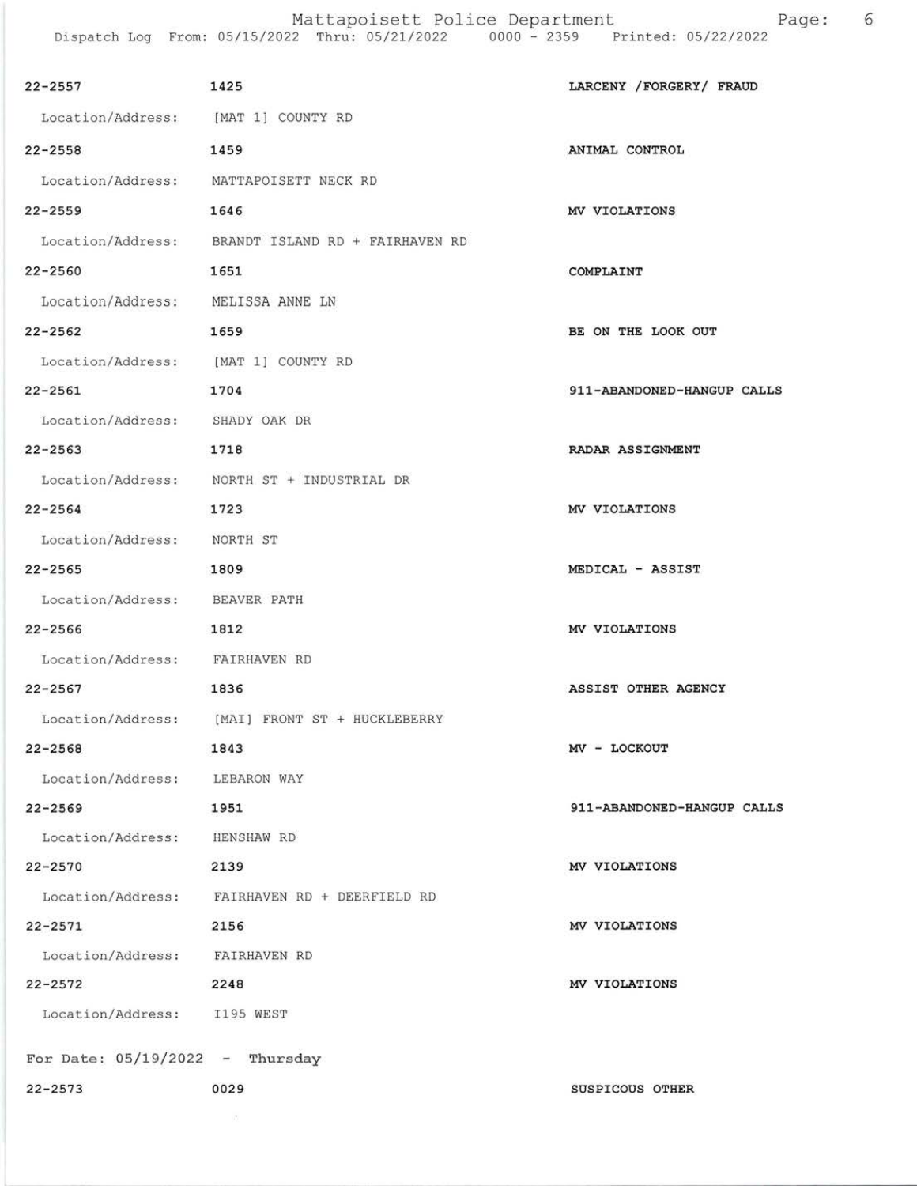22-2557 1425 LARCENY /FORGERY/ FRAUD

Location/Address: [MAT 1] COUNTY RD

22-2558 1459 ANIMAL CONTROL

Location/Address: MATTAPOISETT NECK RD

22-2559 1646 MV VIOLATIONS

Location/Address: BRANDT ISLAND RD + FAIRHAVEN RD

22-2560 1651 COMPLAINT

Location/Address: MELISSA ANNE LN

22-2562 1659 BE ON THE LOOK OUT

Location/Address: [MAT 1] COUNTY RD

22-2561 1704 911-ABANDONED-HANGUP CALLS

Location/Address: SHADY OAK DR

22-2563 1718 RADAR ASSIGNMENT

Location/Address: NORTH ST + INDUSTRIAL DR

22-2564 1723 MV VIOLATIONS

Location/Address: NORTH ST

22-2565 1809 MEDICAL - ASSIST

Location/Address: BEAVER PATH

22-2566 1812 MV VIOLATIONS

Location/Address: FAIRHAVEN RD

22-2567 1836 ASSIST OTHER AGENCY

Location/Address: [MAI] FRONT ST + HUCKLEBERRY

22-2568 1843 MV - LOCKOUT

Location/Address: LEBARON WAY

22-2569 1951 911-ABANDONED-HANGUP CALLS

Location/Address: HENSHAW RD

22-2570 2139 MV VIOLATIONS

Location/Address: FAIRHAVEN RD + DEERFIELD RD

22-2571 2156 MV VIOLATIONS

Location/Address: FAIRHAVEN RD

22-2572 2248 MV VIOLATIONS

Location/Address: I195 WEST

For Date: 05/19/2022 - Thursday

22-2573 0029 SUSPICOUS OTHER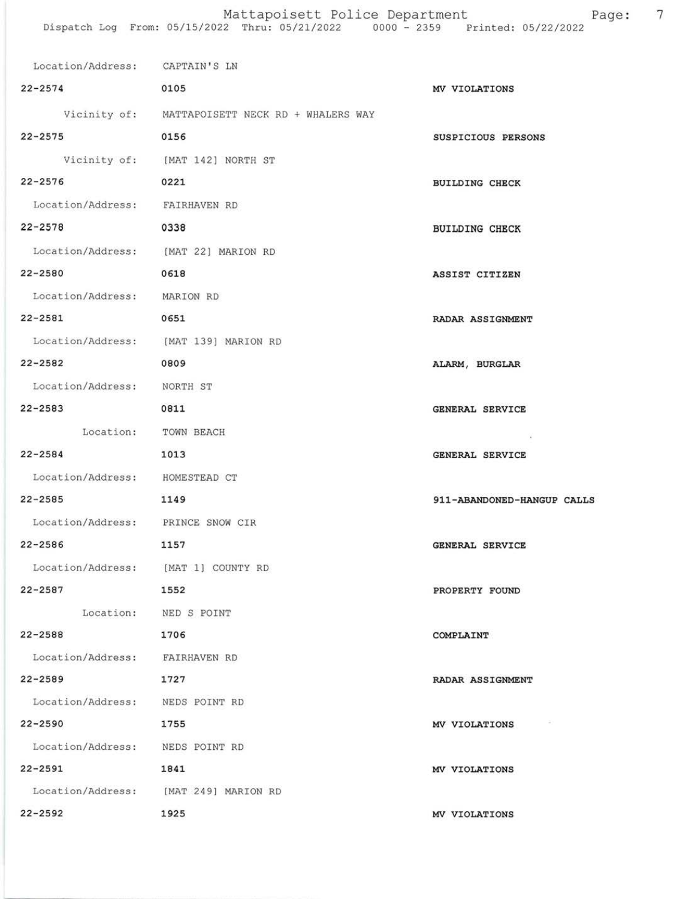Location/Address: CAPTAIN'S LN

| | | |
|---|---|---|
| 22-2574 | 0105 | MV VIOLATIONS |
| Vicinity of: | MATTAPOISETT NECK RD + WHALERS WAY | |
| 22-2575 | 0156 | SUSPICIOUS PERSONS |
| Vicinity of: | [MAT 142] NORTH ST | |
| 22-2576 | 0221 | BUILDING CHECK |
| Location/Address: | FAIRHAVEN RD | |
| 22-2578 | 0338 | BUILDING CHECK |
| Location/Address: | [MAT 22] MARION RD | |
| 22-2580 | 0618 | ASSIST CITIZEN |
| Location/Address: | MARION RD | |
| 22-2581 | 0651 | RADAR ASSIGNMENT |
| Location/Address: | [MAT 139] MARION RD | |
| 22-2582 | 0809 | ALARM, BURGLAR |
| Location/Address: | NORTH ST | |
| 22-2583 | 0811 | GENERAL SERVICE |
| Location: | TOWN BEACH | |
| 22-2584 | 1013 | GENERAL SERVICE |
| Location/Address: | HOMESTEAD CT | |
| 22-2585 | 1149 | 911-ABANDONED-HANGUP CALLS |
| Location/Address: | PRINCE SNOW CIR | |
| 22-2586 | 1157 | GENERAL SERVICE |
| Location/Address: | [MAT 1] COUNTY RD | |
| 22-2587 | 1552 | PROPERTY FOUND |
| Location: | NED S POINT | |
| 22-2588 | 1706 | COMPLAINT |
| Location/Address: | FAIRHAVEN RD | |
| 22-2589 | 1727 | RADAR ASSIGNMENT |
| Location/Address: | NEDS POINT RD | |
| 22-2590 | 1755 | MV VIOLATIONS |
| Location/Address: | NEDS POINT RD | |
| 22-2591 | 1841 | MV VIOLATIONS |
| Location/Address: | [MAT 249] MARION RD | |
| 22-2592 | 1925 | MV VIOLATIONS |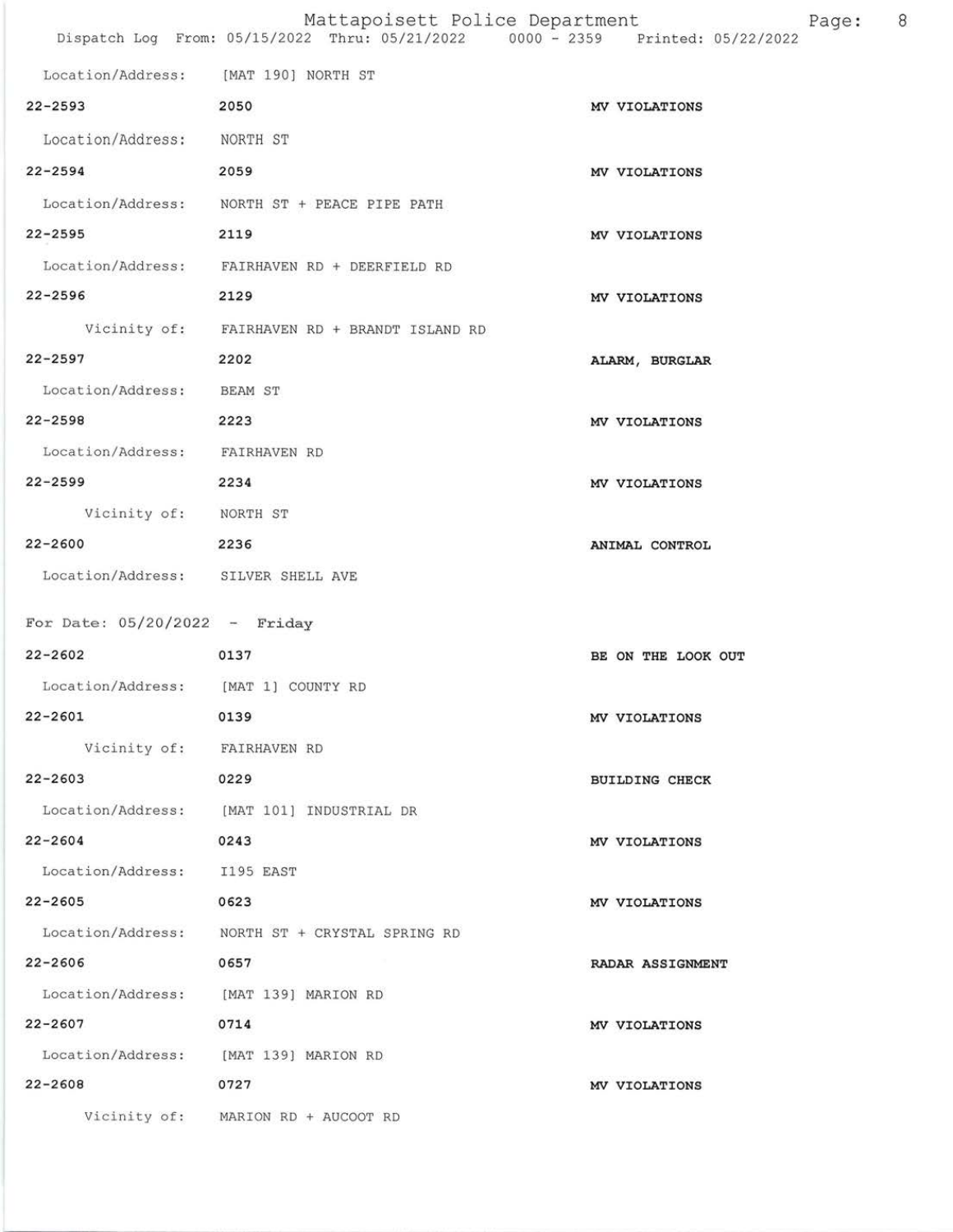Location/Address: [MAT 190] NORTH ST

22-2593 2050 MV VIOLATIONS

Location/Address: NORTH ST

22-2594 2059 MV VIOLATIONS

Location/Address: NORTH ST + PEACE PIPE PATH

22-2595 2119 MV VIOLATIONS

Location/Address: FAIRHAVEN RD + DEERFIELD RD

22-2596 2129 MV VIOLATIONS

Vicinity of: FAIRHAVEN RD + BRANDT ISLAND RD

22-2597 2202 ALARM, BURGLAR

Location/Address: BEAM ST

22-2598 2223 MV VIOLATIONS

Location/Address: FAIRHAVEN RD

22-2599 2234 MV VIOLATIONS

Vicinity of: NORTH ST

22-2600 2236 ANIMAL CONTROL

Location/Address: SILVER SHELL AVE

For Date: 05/20/2022 - Friday

22-2602 0137 BE ON THE LOOK OUT

Location/Address: [MAT 1] COUNTY RD

22-2601 0139 MV VIOLATIONS

Vicinity of: FAIRHAVEN RD

22-2603 0229 BUILDING CHECK

Location/Address: [MAT 101] INDUSTRIAL DR

22-2604 0243 MV VIOLATIONS

Location/Address: I195 EAST

22-2605 0623 MV VIOLATIONS

Location/Address: NORTH ST + CRYSTAL SPRING RD

22-2606 0657 RADAR ASSIGNMENT

Location/Address: [MAT 139] MARION RD

22-2607 0714 MV VIOLATIONS

Location/Address: [MAT 139] MARION RD

22-2608 0727 MV VIOLATIONS

Vicinity of: MARION RD + AUCOOT RD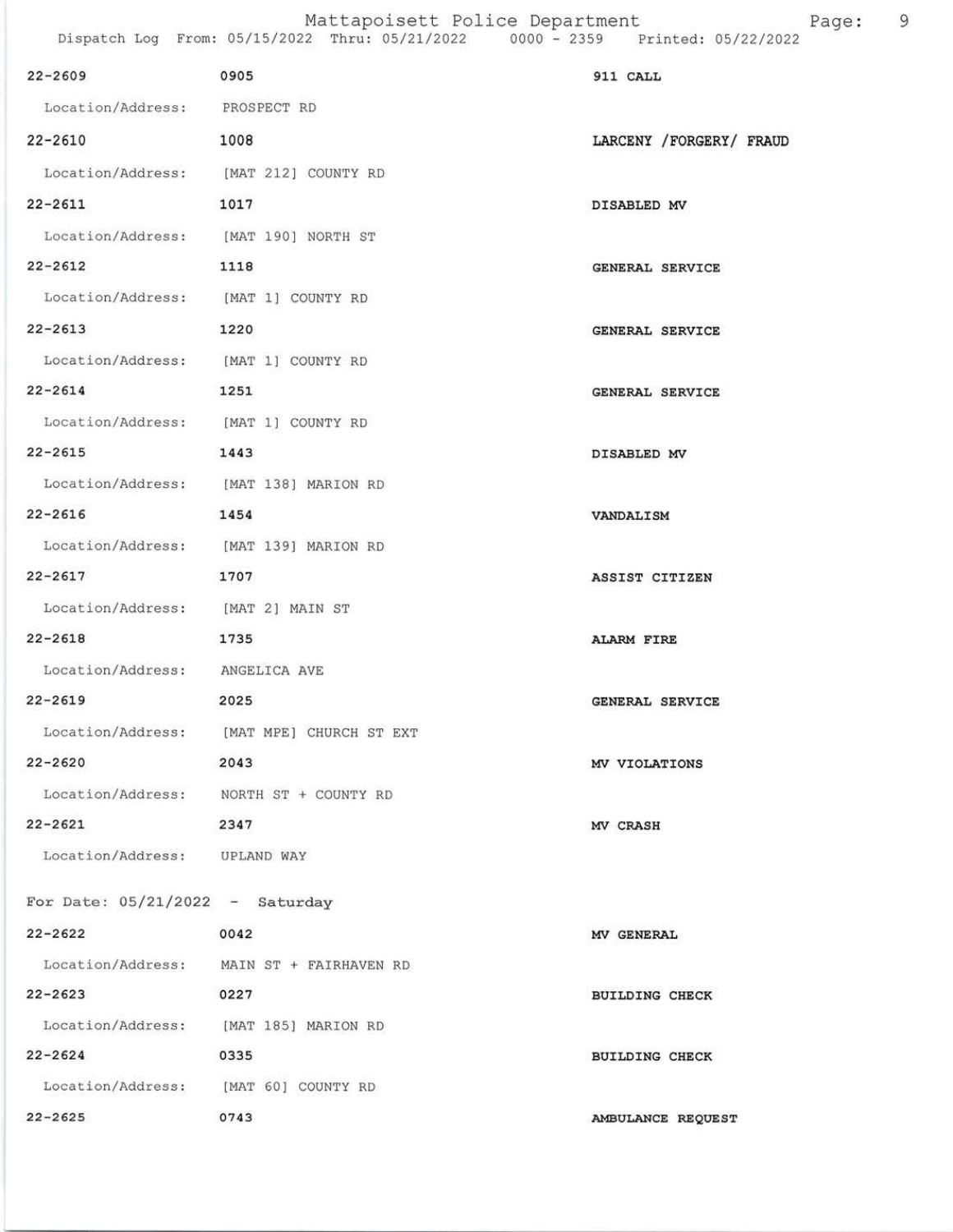22-2609 0905 911 CALL

Location/Address: PROSPECT RD

22-2610 1008 LARCENY /FORGERY/ FRAUD

Location/Address: [MAT 212] COUNTY RD

22-2611 1017 DISABLED MV

Location/Address: [MAT 190] NORTH ST

22-2612 1118 GENERAL SERVICE

Location/Address: [MAT 1] COUNTY RD

22-2613 1220 GENERAL SERVICE

Location/Address: [MAT 1] COUNTY RD

22-2614 1251 GENERAL SERVICE

Location/Address: [MAT 1] COUNTY RD

22-2615 1443 DISABLED MV

Location/Address: [MAT 138] MARION RD

22-2616 1454 VANDALISM

Location/Address: [MAT 139] MARION RD

22-2617 1707 ASSIST CITIZEN

Location/Address: [MAT 2] MAIN ST

22-2618 1735 ALARM FIRE

Location/Address: ANGELICA AVE

22-2619 2025 GENERAL SERVICE

Location/Address: [MAT MPE] CHURCH ST EXT

22-2620 2043 MV VIOLATIONS

Location/Address: NORTH ST + COUNTY RD

22-2621 2347 MV CRASH

Location/Address: UPLAND WAY

For Date: 05/21/2022 - Saturday

22-2622 0042 MV GENERAL

Location/Address: MAIN ST + FAIRHAVEN RD

22-2623 0227 BUILDING CHECK

Location/Address: [MAT 185] MARION RD

22-2624 0335 BUILDING CHECK

Location/Address: [MAT 60] COUNTY RD

22-2625 0743 AMBULANCE REQUEST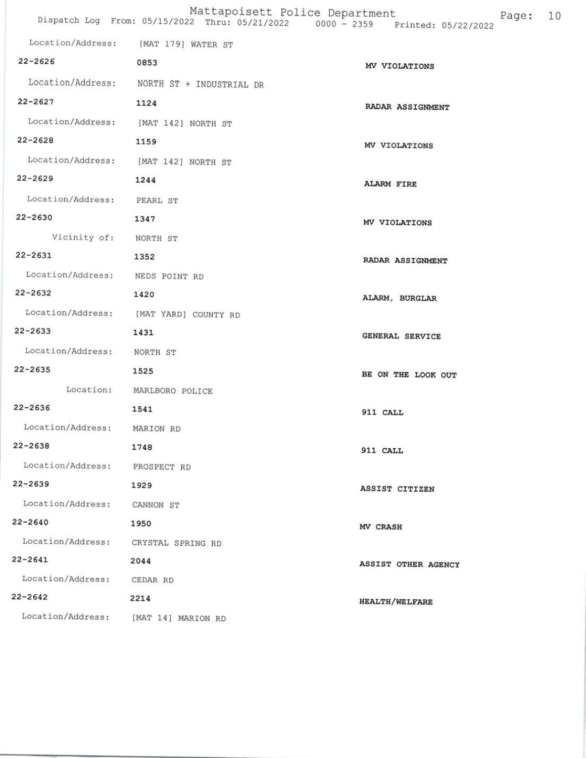Location/Address: [MAT 179] WATER ST

| | | |
|---|---|---|
| 22-2626 | 0853 | MV VIOLATIONS |
| Location/Address: | NORTH ST + INDUSTRIAL DR | |
| 22-2627 | 1124 | RADAR ASSIGNMENT |
| Location/Address: | [MAT 142] NORTH ST | |
| 22-2628 | 1159 | MV VIOLATIONS |
| Location/Address: | [MAT 142] NORTH ST | |
| 22-2629 | 1244 | ALARM FIRE |
| Location/Address: | PEARL ST | |
| 22-2630 | 1347 | MV VIOLATIONS |
| Vicinity of: | NORTH ST | |
| 22-2631 | 1352 | RADAR ASSIGNMENT |
| Location/Address: | NEDS POINT RD | |
| 22-2632 | 1420 | ALARM, BURGLAR |
| Location/Address: | [MAT YARD] COUNTY RD | |
| 22-2633 | 1431 | GENERAL SERVICE |
| Location/Address: | NORTH ST | |
| 22-2635 | 1525 | BE ON THE LOOK OUT |
| Location: | MARLBORO POLICE | |
| 22-2636 | 1541 | 911 CALL |
| Location/Address: | MARION RD | |
| 22-2638 | 1748 | 911 CALL |
| Location/Address: | PROSPECT RD | |
| 22-2639 | 1929 | ASSIST CITIZEN |
| Location/Address: | CANNON ST | |
| 22-2640 | 1950 | MV CRASH |
| Location/Address: | CRYSTAL SPRING RD | |
| 22-2641 | 2044 | ASSIST OTHER AGENCY |
| Location/Address: | CEDAR RD | |
| 22-2642 | 2214 | HEALTH/WELFARE |
| Location/Address: | [MAT 14] MARION RD | |